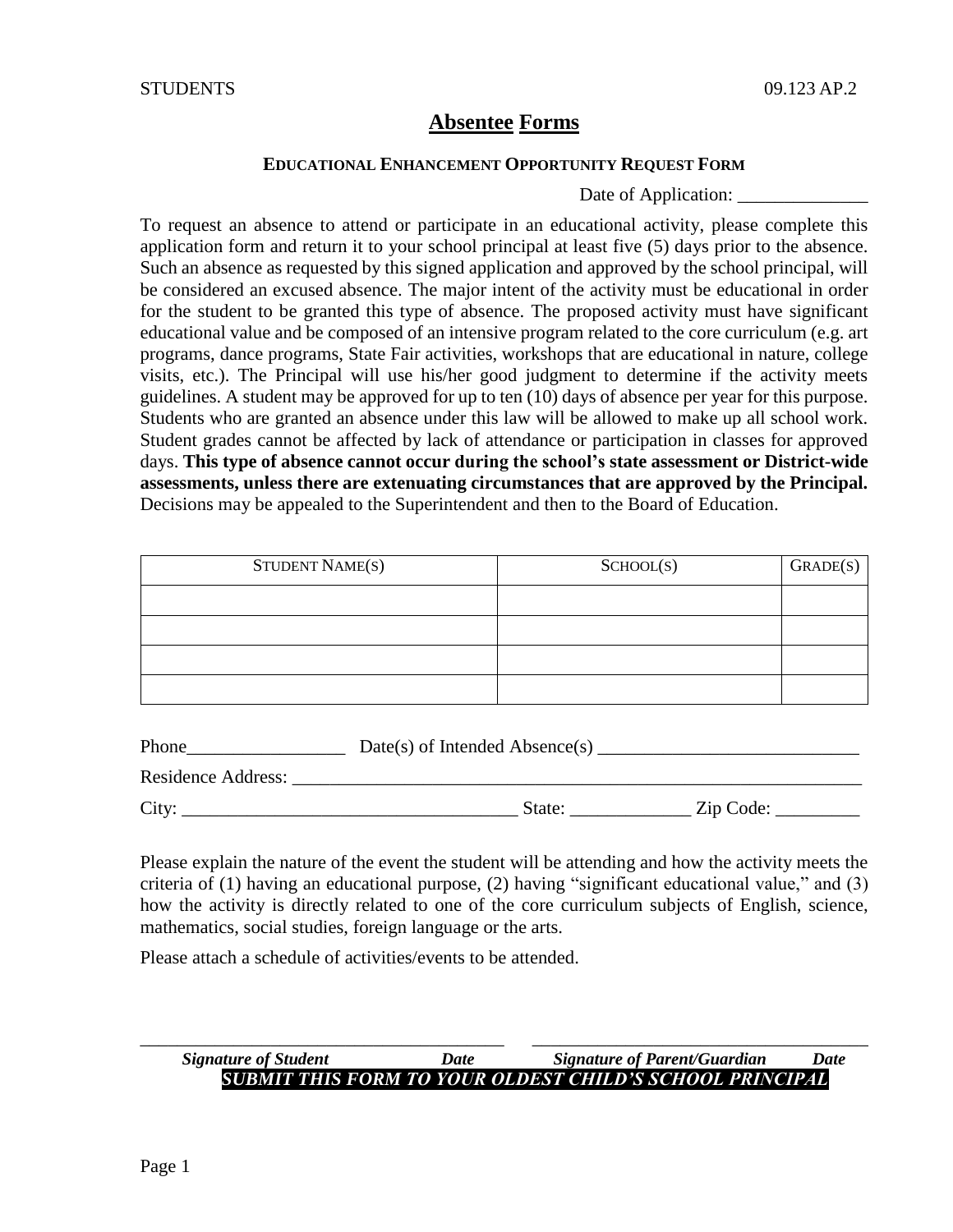# Absentee Forms

### Educational Enhancement Opportunity Request Form

Date of Application: ______________

To request an absence to attend or participate in an educational activity, please complete this application form and return it to your school principal at least five (5) days prior to the absence. Such an absence as requested by this signed application and approved by the school principal, will be considered an excused absence. The major intent of the activity must be educational in order for the student to be granted this type of absence. The proposed activity must have significant educational value and be composed of an intensive program related to the core curriculum (e.g. art programs, dance programs, State Fair activities, workshops that are educational in nature, college visits, etc.). The Principal will use his/her good judgment to determine if the activity meets guidelines. A student may be approved for up to ten (10) days of absence per year for this purpose. Students who are granted an absence under this law will be allowed to make up all school work. Student grades cannot be affected by lack of attendance or participation in classes for approved days. **This type of absence cannot occur during the school's state assessment or District-wide assessments, unless there are extenuating circumstances that are approved by the Principal.** Decisions may be appealed to the Superintendent and then to the Board of Education.

| STUDENT NAME(S) | SCHOOL(S) | GRADE(S) |
|---|---|---|
| | | |
| | | |
| | | |
| | | |

Phone_________________ Date(s) of Intended Absence(s) ____________________________

Residence Address: _________________________________________________________________

City: ___________________________________ State: _____________ Zip Code: _________

Please explain the nature of the event the student will be attending and how the activity meets the criteria of (1) having an educational purpose, (2) having "significant educational value," and (3) how the activity is directly related to one of the core curriculum subjects of English, science, mathematics, social studies, foreign language or the arts.

Please attach a schedule of activities/events to be attended.

________________________________________ ________________________________________

***Signature of Student*** ***Date*** ***Signature of Parent/Guardian*** ***Date***

***SUBMIT THIS FORM TO YOUR OLDEST CHILD'S SCHOOL PRINCIPAL***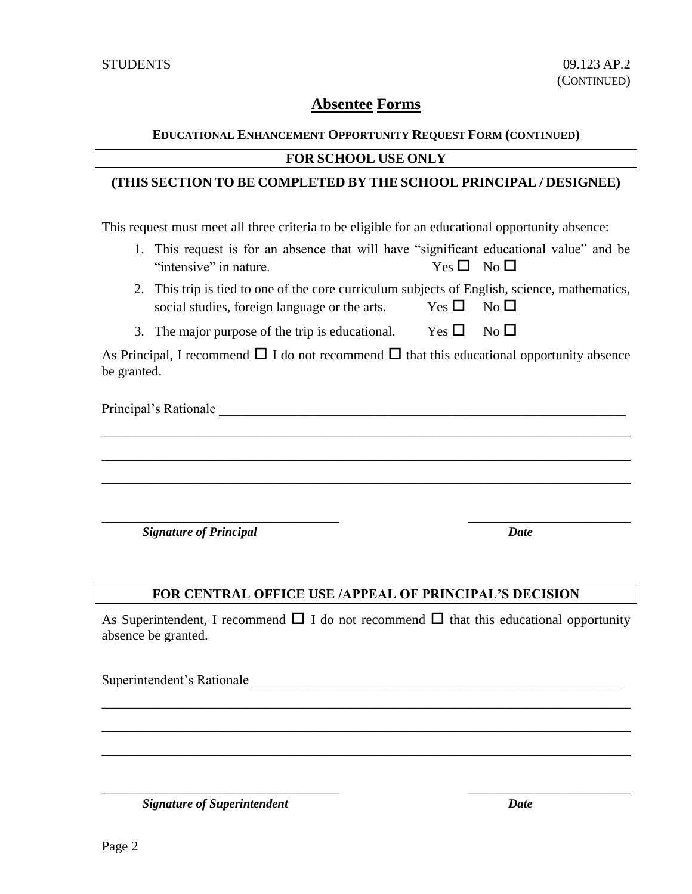# Absentee Forms

**EDUCATIONAL ENHANCEMENT OPPORTUNITY REQUEST FORM (CONTINUED)**

**FOR SCHOOL USE ONLY**

**(THIS SECTION TO BE COMPLETED BY THE SCHOOL PRINCIPAL / DESIGNEE)**

This request must meet all three criteria to be eligible for an educational opportunity absence:

1. This request is for an absence that will have "significant educational value" and be "intensive" in nature. Yes ☐ No ☐
2. This trip is tied to one of the core curriculum subjects of English, science, mathematics, social studies, foreign language or the arts. Yes ☐ No ☐
3. The major purpose of the trip is educational. Yes ☐ No ☐

As Principal, I recommend ☐ I do not recommend ☐ that this educational opportunity absence be granted.

Principal's Rationale ______________________________________________________________

______________________________________________________________________________

______________________________________________________________________________

______________________________________________________________________________

______________________________ ______________________

***Signature of Principal*** ***Date***

**FOR CENTRAL OFFICE USE /APPEAL OF PRINCIPAL'S DECISION**

As Superintendent, I recommend ☐ I do not recommend ☐ that this educational opportunity absence be granted.

Superintendent's Rationale___________________________________________________________

______________________________________________________________________________

______________________________________________________________________________

______________________________________________________________________________

______________________________ ______________________

***Signature of Superintendent*** ***Date***